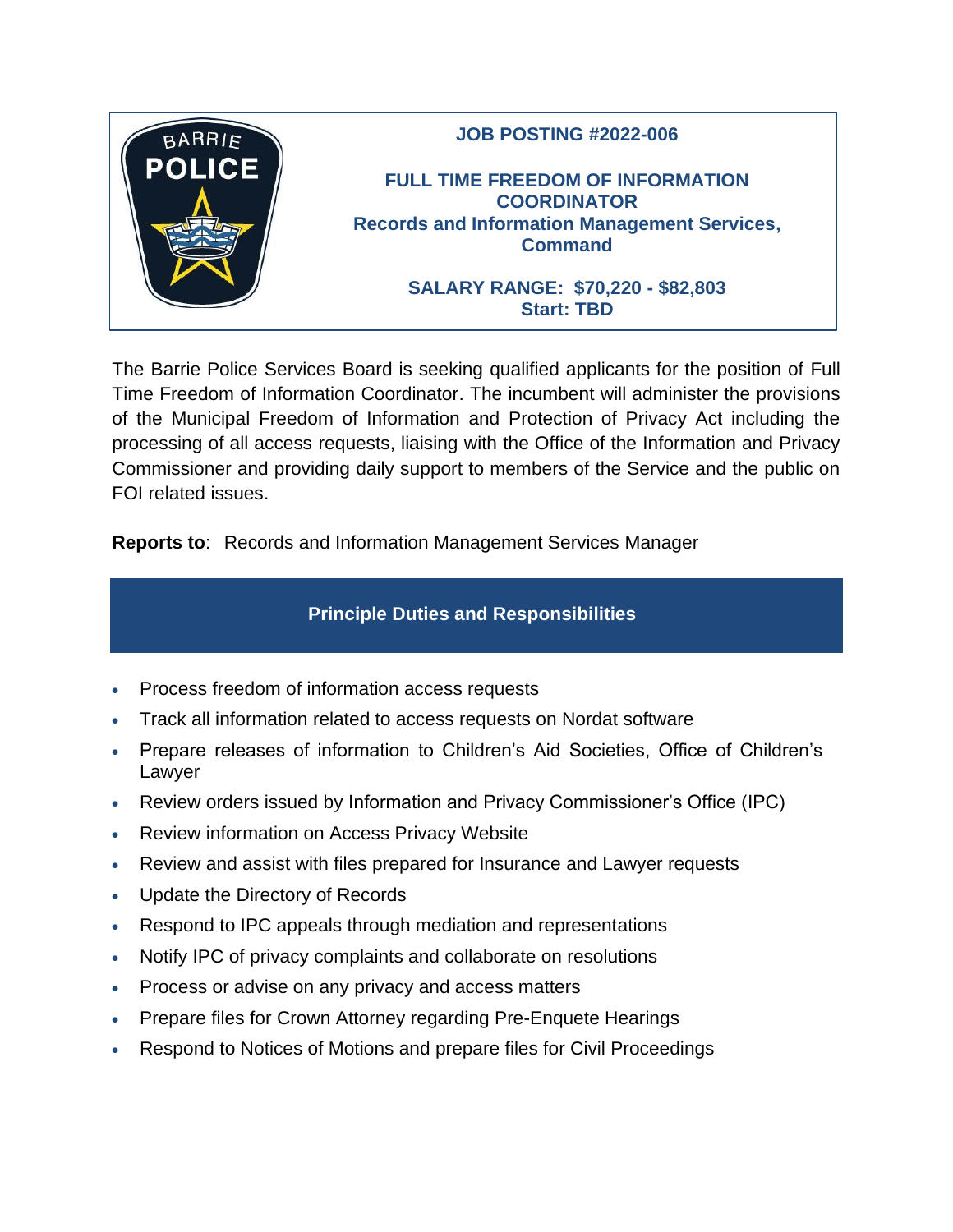**JOB POSTING #2022-006**

# FULL TIME FREEDOM OF INFORMATION COORDINATOR
## Records and Information Management Services, Command

**SALARY RANGE: $70,220 - $82,803**
**Start: TBD**

The Barrie Police Services Board is seeking qualified applicants for the position of Full Time Freedom of Information Coordinator. The incumbent will administer the provisions of the Municipal Freedom of Information and Protection of Privacy Act including the processing of all access requests, liaising with the Office of the Information and Privacy Commissioner and providing daily support to members of the Service and the public on FOI related issues.

**Reports to**: Records and Information Management Services Manager

## Principle Duties and Responsibilities

- Process freedom of information access requests
- Track all information related to access requests on Nordat software
- Prepare releases of information to Children's Aid Societies, Office of Children's Lawyer
- Review orders issued by Information and Privacy Commissioner's Office (IPC)
- Review information on Access Privacy Website
- Review and assist with files prepared for Insurance and Lawyer requests
- Update the Directory of Records
- Respond to IPC appeals through mediation and representations
- Notify IPC of privacy complaints and collaborate on resolutions
- Process or advise on any privacy and access matters
- Prepare files for Crown Attorney regarding Pre-Enquete Hearings
- Respond to Notices of Motions and prepare files for Civil Proceedings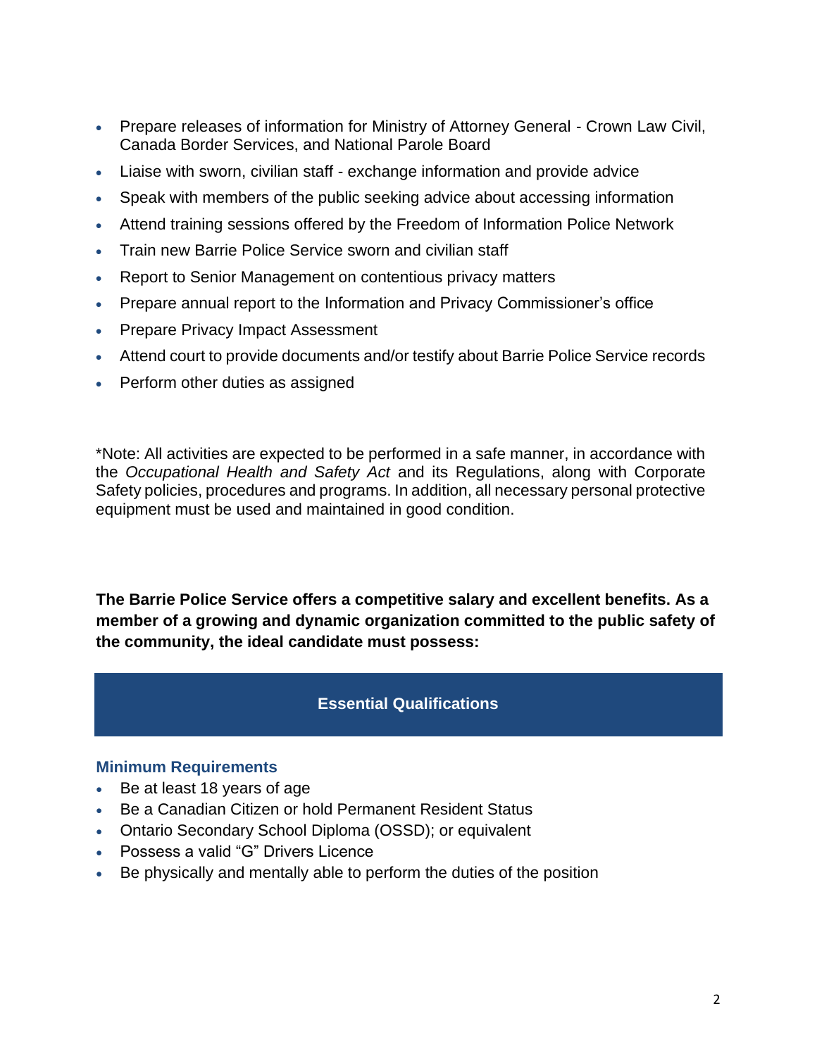- Prepare releases of information for Ministry of Attorney General - Crown Law Civil, Canada Border Services, and National Parole Board
- Liaise with sworn, civilian staff - exchange information and provide advice
- Speak with members of the public seeking advice about accessing information
- Attend training sessions offered by the Freedom of Information Police Network
- Train new Barrie Police Service sworn and civilian staff
- Report to Senior Management on contentious privacy matters
- Prepare annual report to the Information and Privacy Commissioner's office
- Prepare Privacy Impact Assessment
- Attend court to provide documents and/or testify about Barrie Police Service records
- Perform other duties as assigned

*Note: All activities are expected to be performed in a safe manner, in accordance with the *Occupational Health and Safety Act* and its Regulations, along with Corporate Safety policies, procedures and programs. In addition, all necessary personal protective equipment must be used and maintained in good condition.

**The Barrie Police Service offers a competitive salary and excellent benefits. As a member of a growing and dynamic organization committed to the public safety of the community, the ideal candidate must possess:**

## Essential Qualifications

### Minimum Requirements

- Be at least 18 years of age
- Be a Canadian Citizen or hold Permanent Resident Status
- Ontario Secondary School Diploma (OSSD); or equivalent
- Possess a valid "G" Drivers Licence
- Be physically and mentally able to perform the duties of the position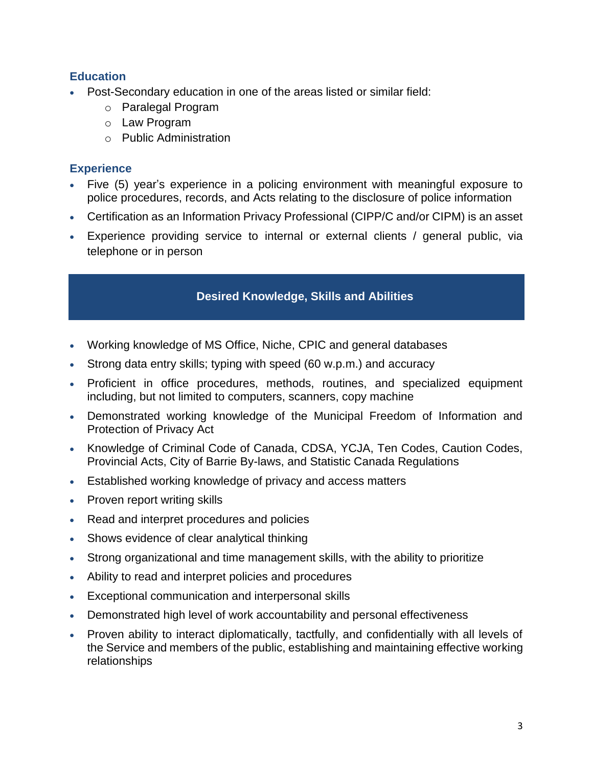### Education

- Post-Secondary education in one of the areas listed or similar field:
  - Paralegal Program
  - Law Program
  - Public Administration

### Experience

- Five (5) year's experience in a policing environment with meaningful exposure to police procedures, records, and Acts relating to the disclosure of police information
- Certification as an Information Privacy Professional (CIPP/C and/or CIPM) is an asset
- Experience providing service to internal or external clients / general public, via telephone or in person

## Desired Knowledge, Skills and Abilities

- Working knowledge of MS Office, Niche, CPIC and general databases
- Strong data entry skills; typing with speed (60 w.p.m.) and accuracy
- Proficient in office procedures, methods, routines, and specialized equipment including, but not limited to computers, scanners, copy machine
- Demonstrated working knowledge of the Municipal Freedom of Information and Protection of Privacy Act
- Knowledge of Criminal Code of Canada, CDSA, YCJA, Ten Codes, Caution Codes, Provincial Acts, City of Barrie By-laws, and Statistic Canada Regulations
- Established working knowledge of privacy and access matters
- Proven report writing skills
- Read and interpret procedures and policies
- Shows evidence of clear analytical thinking
- Strong organizational and time management skills, with the ability to prioritize
- Ability to read and interpret policies and procedures
- Exceptional communication and interpersonal skills
- Demonstrated high level of work accountability and personal effectiveness
- Proven ability to interact diplomatically, tactfully, and confidentially with all levels of the Service and members of the public, establishing and maintaining effective working relationships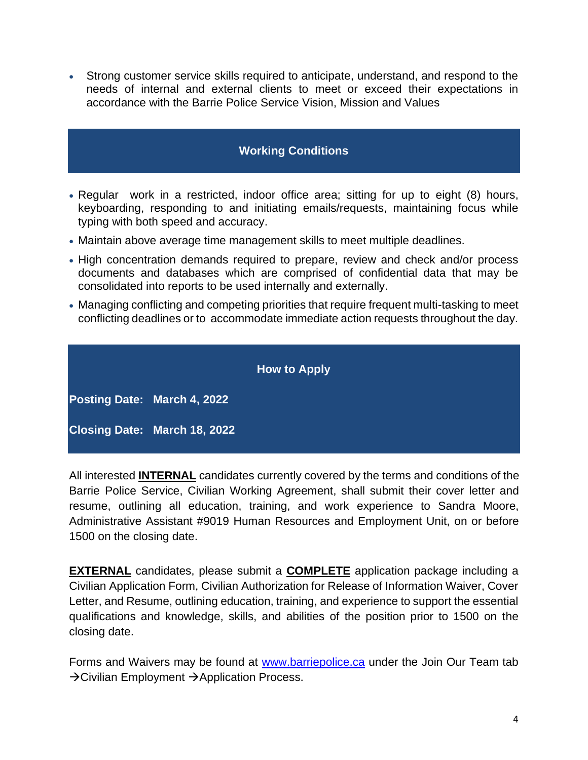- Strong customer service skills required to anticipate, understand, and respond to the needs of internal and external clients to meet or exceed their expectations in accordance with the Barrie Police Service Vision, Mission and Values

## Working Conditions

- Regular work in a restricted, indoor office area; sitting for up to eight (8) hours, keyboarding, responding to and initiating emails/requests, maintaining focus while typing with both speed and accuracy.
- Maintain above average time management skills to meet multiple deadlines.
- High concentration demands required to prepare, review and check and/or process documents and databases which are comprised of confidential data that may be consolidated into reports to be used internally and externally.
- Managing conflicting and competing priorities that require frequent multi-tasking to meet conflicting deadlines or to accommodate immediate action requests throughout the day.

## How to Apply

**Posting Date: March 4, 2022**

**Closing Date: March 18, 2022**

All interested **INTERNAL** candidates currently covered by the terms and conditions of the Barrie Police Service, Civilian Working Agreement, shall submit their cover letter and resume, outlining all education, training, and work experience to Sandra Moore, Administrative Assistant #9019 Human Resources and Employment Unit, on or before 1500 on the closing date.

**EXTERNAL** candidates, please submit a **COMPLETE** application package including a Civilian Application Form, Civilian Authorization for Release of Information Waiver, Cover Letter, and Resume, outlining education, training, and experience to support the essential qualifications and knowledge, skills, and abilities of the position prior to 1500 on the closing date.

Forms and Waivers may be found at www.barriepolice.ca under the Join Our Team tab →Civilian Employment →Application Process.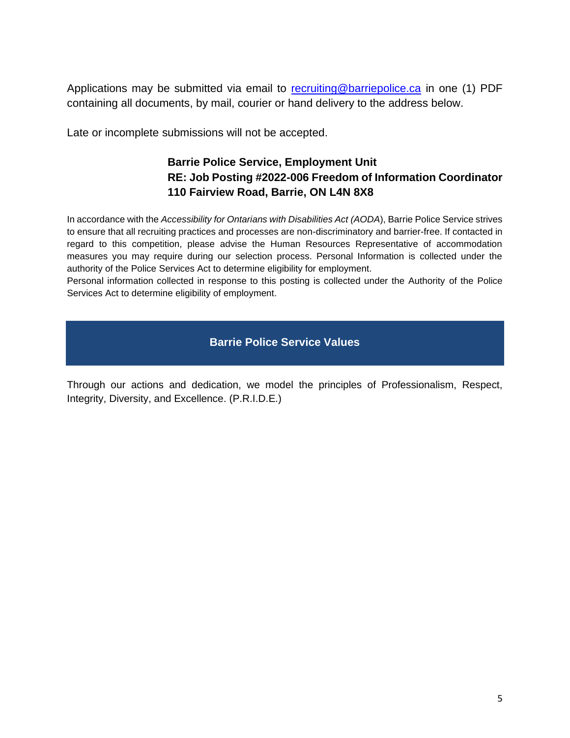Applications may be submitted via email to [recruiting@barriepolice.ca](mailto:recruiting@barriepolice.ca) in one (1) PDF containing all documents, by mail, courier or hand delivery to the address below.

Late or incomplete submissions will not be accepted.

**Barrie Police Service, Employment Unit**
**RE: Job Posting #2022-006 Freedom of Information Coordinator**
**110 Fairview Road, Barrie, ON L4N 8X8**

In accordance with the *Accessibility for Ontarians with Disabilities Act (AODA*), Barrie Police Service strives to ensure that all recruiting practices and processes are non-discriminatory and barrier-free. If contacted in regard to this competition, please advise the Human Resources Representative of accommodation measures you may require during our selection process. Personal Information is collected under the authority of the Police Services Act to determine eligibility for employment.
Personal information collected in response to this posting is collected under the Authority of the Police Services Act to determine eligibility of employment.

## Barrie Police Service Values

Through our actions and dedication, we model the principles of Professionalism, Respect, Integrity, Diversity, and Excellence. (P.R.I.D.E.)